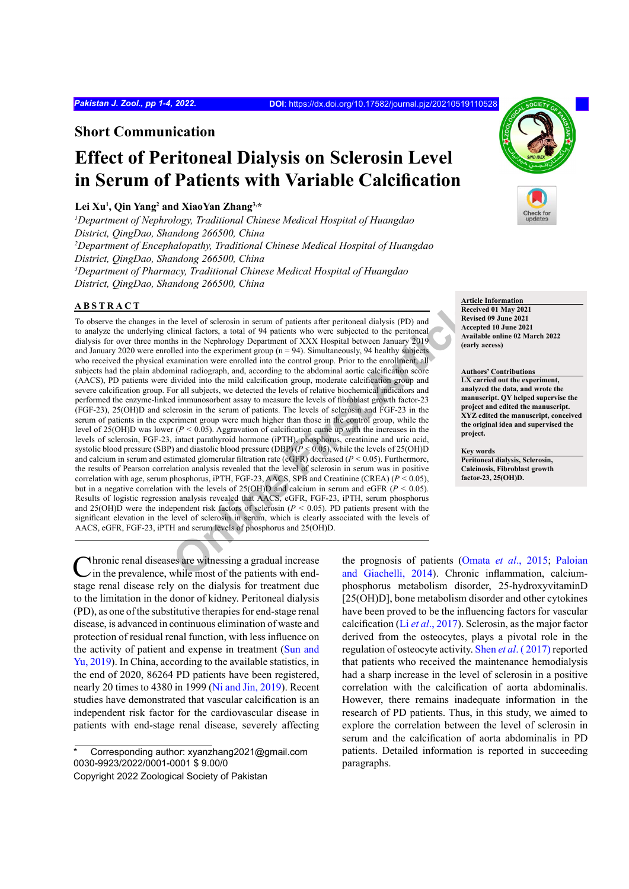## Short Communication

# Effect of Peritoneal Dialysis on Sclerosin Level in Serum of Patients with Variable Calcification

**Lei Xu[1], Qin Yang[2] and XiaoYan Zhang[3,*]**

*[1]Department of Nephrology, Traditional Chinese Medical Hospital of Huangdao District, QingDao, Shandong 266500, China*

*[2]Department of Encephalopathy, Traditional Chinese Medical Hospital of Huangdao District, QingDao, Shandong 266500, China*

*[3]Department of Pharmacy, Traditional Chinese Medical Hospital of Huangdao District, QingDao, Shandong 266500, China*

**Article Information**
Received 01 May 2021
Revised 09 June 2021
Accepted 10 June 2021
Available online 02 March 2022 (early access)

**Authors' Contributions**
LX carried out the experiment, analyzed the data, and wrote the manuscript. QY helped supervise the project and edited the manuscript. XYZ edited the manuscript, conceived the original idea and supervised the project.

**Key words**
Peritoneal dialysis, Sclerosin, Calcinosis, Fibroblast growth factor-23, 25(OH)D.

## ABSTRACT

To observe the changes in the level of sclerosin in serum of patients after peritoneal dialysis (PD) and to analyze the underlying clinical factors, a total of 94 patients who were subjected to the peritoneal dialysis for over three months in the Nephrology Department of XXX Hospital between January 2019 and January 2020 were enrolled into the experiment group (n = 94). Simultaneously, 94 healthy subjects who received the physical examination were enrolled into the control group. Prior to the enrollment, all subjects had the plain abdominal radiograph, and, according to the abdominal aortic calcification score (AACS), PD patients were divided into the mild calcification group, moderate calcification group and severe calcification group. For all subjects, we detected the levels of relative biochemical indicators and performed the enzyme-linked immunosorbent assay to measure the levels of fibroblast growth factor-23 (FGF-23), 25(OH)D and sclerosin in the serum of patients. The levels of sclerosin and FGF-23 in the serum of patients in the experiment group were much higher than those in the control group, while the level of 25(OH)D was lower ($P < 0.05$). Aggravation of calcification came up with the increases in the levels of sclerosin, FGF-23, intact parathyroid hormone (iPTH), phosphorus, creatinine and uric acid, systolic blood pressure (SBP) and diastolic blood pressure (DBP) ($P < 0.05$), while the levels of 25(OH)D and calcium in serum and estimated glomerular filtration rate (eGFR) decreased ($P < 0.05$). Furthermore, the results of Pearson correlation analysis revealed that the level of sclerosin in serum was in positive correlation with age, serum phosphorus, iPTH, FGF-23, AACS, SPB and Creatinine (CREA) ($P < 0.05$), but in a negative correlation with the levels of 25(OH)D and calcium in serum and eGFR ($P < 0.05$). Results of logistic regression analysis revealed that AACS, eGFR, FGF-23, iPTH, serum phosphorus and 25(OH)D were the independent risk factors of sclerosin ($P < 0.05$). PD patients present with the significant elevation in the level of sclerosin in serum, which is clearly associated with the levels of AACS, eGFR, FGF-23, iPTH and serum levels of phosphorus and 25(OH)D.

Chronic renal diseases are witnessing a gradual increase in the prevalence, while most of the patients with end-stage renal disease rely on the dialysis for treatment due to the limitation in the donor of kidney. Peritoneal dialysis (PD), as one of the substitutive therapies for end-stage renal disease, is advanced in continuous elimination of waste and protection of residual renal function, with less influence on the activity of patient and expense in treatment (Sun and Yu, 2019). In China, according to the available statistics, in the end of 2020, 86264 PD patients have been registered, nearly 20 times to 4380 in 1999 (Ni and Jin, 2019). Recent studies have demonstrated that vascular calcification is an independent risk factor for the cardiovascular disease in patients with end-stage renal disease, severely affecting the prognosis of patients (Omata *et al*., 2015; Paloian and Giachelli, 2014). Chronic inflammation, calcium-phosphorus metabolism disorder, 25-hydroxyvitaminD [25(OH)D], bone metabolism disorder and other cytokines have been proved to be the influencing factors for vascular calcification (Li *et al*., 2017). Sclerosin, as the major factor derived from the osteocytes, plays a pivotal role in the regulation of osteocyte activity. Shen *et al*. ( 2017) reported that patients who received the maintenance hemodialysis had a sharp increase in the level of sclerosin in a positive correlation with the calcification of aorta abdominalis. However, there remains inadequate information in the research of PD patients. Thus, in this study, we aimed to explore the correlation between the level of sclerosin in serum and the calcification of aorta abdominalis in PD patients. Detailed information is reported in succeeding paragraphs.

\* Corresponding author: xyanzhang2021@gmail.com
0030-9923/2022/0001-0001 $ 9.00/0
Copyright 2022 Zoological Society of Pakistan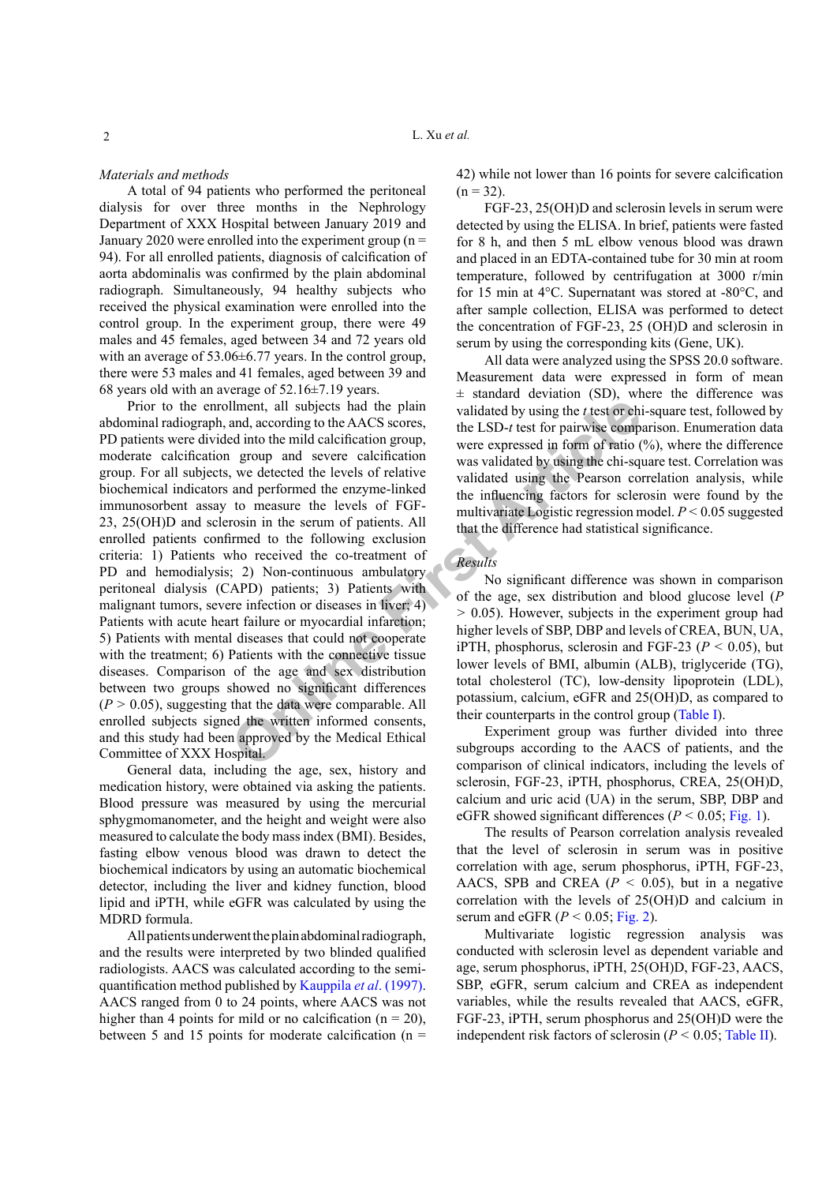*Materials and methods*

A total of 94 patients who performed the peritoneal dialysis for over three months in the Nephrology Department of XXX Hospital between January 2019 and January 2020 were enrolled into the experiment group (n = 94). For all enrolled patients, diagnosis of calcification of aorta abdominalis was confirmed by the plain abdominal radiograph. Simultaneously, 94 healthy subjects who received the physical examination were enrolled into the control group. In the experiment group, there were 49 males and 45 females, aged between 34 and 72 years old with an average of 53.06±6.77 years. In the control group, there were 53 males and 41 females, aged between 39 and 68 years old with an average of 52.16±7.19 years.

Prior to the enrollment, all subjects had the plain abdominal radiograph, and, according to the AACS scores, PD patients were divided into the mild calcification group, moderate calcification group and severe calcification group. For all subjects, we detected the levels of relative biochemical indicators and performed the enzyme-linked immunosorbent assay to measure the levels of FGF-23, 25(OH)D and sclerosin in the serum of patients. All enrolled patients confirmed to the following exclusion criteria: 1) Patients who received the co-treatment of PD and hemodialysis; 2) Non-continuous ambulatory peritoneal dialysis (CAPD) patients; 3) Patients with malignant tumors, severe infection or diseases in liver; 4) Patients with acute heart failure or myocardial infarction; 5) Patients with mental diseases that could not cooperate with the treatment; 6) Patients with the connective tissue diseases. Comparison of the age and sex distribution between two groups showed no significant differences ($P > 0.05$), suggesting that the data were comparable. All enrolled subjects signed the written informed consents, and this study had been approved by the Medical Ethical Committee of XXX Hospital.

General data, including the age, sex, history and medication history, were obtained via asking the patients. Blood pressure was measured by using the mercurial sphygmomanometer, and the height and weight were also measured to calculate the body mass index (BMI). Besides, fasting elbow venous blood was drawn to detect the biochemical indicators by using an automatic biochemical detector, including the liver and kidney function, blood lipid and iPTH, while eGFR was calculated by using the MDRD formula.

All patients underwent the plain abdominal radiograph, and the results were interpreted by two blinded qualified radiologists. AACS was calculated according to the semi-quantification method published by Kauppila *et al*. (1997). AACS ranged from 0 to 24 points, where AACS was not higher than 4 points for mild or no calcification (n = 20), between 5 and 15 points for moderate calcification (n = 42) while not lower than 16 points for severe calcification (n = 32).

FGF-23, 25(OH)D and sclerosin levels in serum were detected by using the ELISA. In brief, patients were fasted for 8 h, and then 5 mL elbow venous blood was drawn and placed in an EDTA-contained tube for 30 min at room temperature, followed by centrifugation at 3000 r/min for 15 min at 4°C. Supernatant was stored at -80°C, and after sample collection, ELISA was performed to detect the concentration of FGF-23, 25 (OH)D and sclerosin in serum by using the corresponding kits (Gene, UK).

All data were analyzed using the SPSS 20.0 software. Measurement data were expressed in form of mean ± standard deviation (SD), where the difference was validated by using the *t* test or chi-square test, followed by the LSD-*t* test for pairwise comparison. Enumeration data were expressed in form of ratio (%), where the difference was validated by using the chi-square test. Correlation was validated using the Pearson correlation analysis, while the influencing factors for sclerosin were found by the multivariate Logistic regression model. $P < 0.05$ suggested that the difference had statistical significance.

*Results*

No significant difference was shown in comparison of the age, sex distribution and blood glucose level ($P > 0.05$). However, subjects in the experiment group had higher levels of SBP, DBP and levels of CREA, BUN, UA, iPTH, phosphorus, sclerosin and FGF-23 ($P < 0.05$), but lower levels of BMI, albumin (ALB), triglyceride (TG), total cholesterol (TC), low-density lipoprotein (LDL), potassium, calcium, eGFR and 25(OH)D, as compared to their counterparts in the control group (Table I).

Experiment group was further divided into three subgroups according to the AACS of patients, and the comparison of clinical indicators, including the levels of sclerosin, FGF-23, iPTH, phosphorus, CREA, 25(OH)D, calcium and uric acid (UA) in the serum, SBP, DBP and eGFR showed significant differences ($P < 0.05$; Fig. 1).

The results of Pearson correlation analysis revealed that the level of sclerosin in serum was in positive correlation with age, serum phosphorus, iPTH, FGF-23, AACS, SPB and CREA ($P < 0.05$), but in a negative correlation with the levels of 25(OH)D and calcium in serum and eGFR ($P < 0.05$; Fig. 2).

Multivariate logistic regression analysis was conducted with sclerosin level as dependent variable and age, serum phosphorus, iPTH, 25(OH)D, FGF-23, AACS, SBP, eGFR, serum calcium and CREA as independent variables, while the results revealed that AACS, eGFR, FGF-23, iPTH, serum phosphorus and 25(OH)D were the independent risk factors of sclerosin ($P < 0.05$; Table II).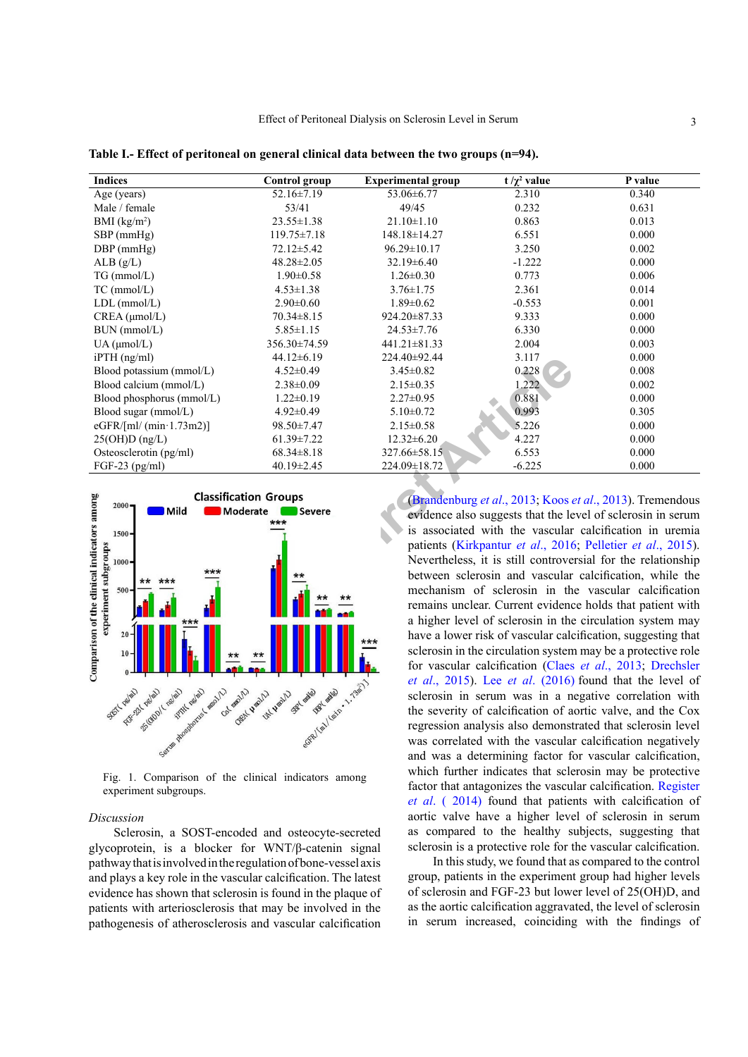**Table I.- Effect of peritoneal on general clinical data between the two groups (n=94).**

| Indices | Control group | Experimental group | t /$\chi^2$ value | P value |
|---|---|---|---|---|
| Age (years) | 52.16±7.19 | 53.06±6.77 | 2.310 | 0.340 |
| Male / female | 53/41 | 49/45 | 0.232 | 0.631 |
| BMI (kg/m$^2$) | 23.55±1.38 | 21.10±1.10 | 0.863 | 0.013 |
| SBP (mmHg) | 119.75±7.18 | 148.18±14.27 | 6.551 | 0.000 |
| DBP (mmHg) | 72.12±5.42 | 96.29±10.17 | 3.250 | 0.002 |
| ALB (g/L) | 48.28±2.05 | 32.19±6.40 | -1.222 | 0.000 |
| TG (mmol/L) | 1.90±0.58 | 1.26±0.30 | 0.773 | 0.006 |
| TC (mmol/L) | 4.53±1.38 | 3.76±1.75 | 2.361 | 0.014 |
| LDL (mmol/L) | 2.90±0.60 | 1.89±0.62 | -0.553 | 0.001 |
| CREA (μmol/L) | 70.34±8.15 | 924.20±87.33 | 9.333 | 0.000 |
| BUN (mmol/L) | 5.85±1.15 | 24.53±7.76 | 6.330 | 0.000 |
| UA (μmol/L) | 356.30±74.59 | 441.21±81.33 | 2.004 | 0.003 |
| iPTH (ng/ml) | 44.12±6.19 | 224.40±92.44 | 3.117 | 0.000 |
| Blood potassium (mmol/L) | 4.52±0.49 | 3.45±0.82 | 0.228 | 0.008 |
| Blood calcium (mmol/L) | 2.38±0.09 | 2.15±0.35 | 1.222 | 0.002 |
| Blood phosphorus (mmol/L) | 1.22±0.19 | 2.27±0.95 | 0.881 | 0.000 |
| Blood sugar (mmol/L) | 4.92±0.49 | 5.10±0.72 | 0.993 | 0.305 |
| eGFR/[ml/ (min·1.73m2)] | 98.50±7.47 | 2.15±0.58 | 5.226 | 0.000 |
| 25(OH)D (ng/L) | 61.39±7.22 | 12.32±6.20 | 4.227 | 0.000 |
| Osteosclerotin (pg/ml) | 68.34±8.18 | 327.66±58.15 | 6.553 | 0.000 |
| FGF-23 (pg/ml) | 40.19±2.45 | 224.09±18.72 | -6.225 | 0.000 |

Fig. 1. Comparison of the clinical indicators among experiment subgroups.

*Discussion*

Sclerosin, a SOST-encoded and osteocyte-secreted glycoprotein, is a blocker for WNT/β-catenin signal pathway that is involved in the regulation of bone-vessel axis and plays a key role in the vascular calcification. The latest evidence has shown that sclerosin is found in the plaque of patients with arteriosclerosis that may be involved in the pathogenesis of atherosclerosis and vascular calcification (Brandenburg *et al*., 2013; Koos *et al*., 2013). Tremendous evidence also suggests that the level of sclerosin in serum is associated with the vascular calcification in uremia patients (Kirkpantur *et al*., 2016; Pelletier *et al*., 2015). Nevertheless, it is still controversial for the relationship between sclerosin and vascular calcification, while the mechanism of sclerosin in the vascular calcification remains unclear. Current evidence holds that patient with a higher level of sclerosin in the circulation system may have a lower risk of vascular calcification, suggesting that sclerosin in the circulation system may be a protective role for vascular calcification (Claes *et al*., 2013; Drechsler *et al*., 2015). Lee *et al*. (2016) found that the level of sclerosin in serum was in a negative correlation with the severity of calcification of aortic valve, and the Cox regression analysis also demonstrated that sclerosin level was correlated with the vascular calcification negatively and was a determining factor for vascular calcification, which further indicates that sclerosin may be protective factor that antagonizes the vascular calcification. Register *et al*. ( 2014) found that patients with calcification of aortic valve have a higher level of sclerosin in serum as compared to the healthy subjects, suggesting that sclerosin is a protective role for the vascular calcification.

In this study, we found that as compared to the control group, patients in the experiment group had higher levels of sclerosin and FGF-23 but lower level of 25(OH)D, and as the aortic calcification aggravated, the level of sclerosin in serum increased, coinciding with the findings of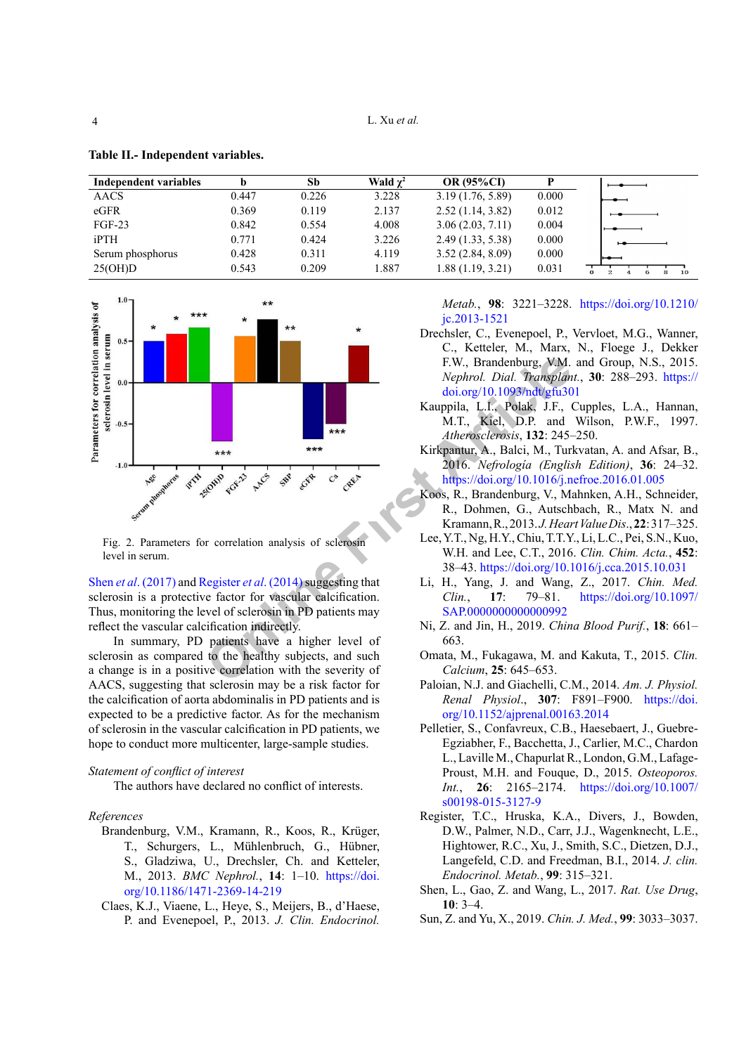**Table II.- Independent variables.**

| Independent variables | b | Sb | Wald $\chi^2$ | OR (95%CI) | P |
|---|---|---|---|---|---|
| AACS | 0.447 | 0.226 | 3.228 | 3.19 (1.76, 5.89) | 0.000 |
| eGFR | 0.369 | 0.119 | 2.137 | 2.52 (1.14, 3.82) | 0.012 |
| FGF-23 | 0.842 | 0.554 | 4.008 | 3.06 (2.03, 7.11) | 0.004 |
| iPTH | 0.771 | 0.424 | 3.226 | 2.49 (1.33, 5.38) | 0.000 |
| Serum phosphorus | 0.428 | 0.311 | 4.119 | 3.52 (2.84, 8.09) | 0.000 |
| 25(OH)D | 0.543 | 0.209 | 1.887 | 1.88 (1.19, 3.21) | 0.031 |

0 2 4 6 8 10

Parameters for correlation analysis of sclerosin level in serum

1.0
0.5
0.0
-0.5
-1.0

\* \* \*\*\* \*\*\* \* \*\* \*\* \*\*\* \*\*\* \*

Age
Serum phosphorus
iPTH
25(OH)D
FGF-23
AACS
SBP
eGFR
Ca
CREA

Fig. 2. Parameters for correlation analysis of sclerosin level in serum.

Shen *et al*. (2017) and Register *et al*. (2014) suggesting that sclerosin is a protective factor for vascular calcification. Thus, monitoring the level of sclerosin in PD patients may reflect the vascular calcification indirectly.

In summary, PD patients have a higher level of sclerosin as compared to the healthy subjects, and such a change is in a positive correlation with the severity of AACS, suggesting that sclerosin may be a risk factor for the calcification of aorta abdominalis in PD patients and is expected to be a predictive factor. As for the mechanism of sclerosin in the vascular calcification in PD patients, we hope to conduct more multicenter, large-sample studies.

*Statement of conflict of interest*

The authors have declared no conflict of interests.

*References*

Brandenburg, V.M., Kramann, R., Koos, R., Krüger, T., Schurgers, L., Mühlenbruch, G., Hübner, S., Gladziwa, U., Drechsler, Ch. and Ketteler, M., 2013. *BMC Nephrol.*, **14**: 1–10. https://doi.org/10.1186/1471-2369-14-219

Claes, K.J., Viaene, L., Heye, S., Meijers, B., d'Haese, P. and Evenepoel, P., 2013. *J. Clin. Endocrinol. Metab.*, **98**: 3221–3228. https://doi.org/10.1210/jc.2013-1521

Drechsler, C., Evenepoel, P., Vervloet, M.G., Wanner, C., Ketteler, M., Marx, N., Floege J., Dekker F.W., Brandenburg, V.M. and Group, N.S., 2015. *Nephrol. Dial. Transplant.*, **30**: 288–293. https://doi.org/10.1093/ndt/gfu301

Kauppila, L.I., Polak, J.F., Cupples, L.A., Hannan, M.T., Kiel, D.P. and Wilson, P.W.F., 1997. *Atherosclerosis*, **132**: 245–250.

Kirkpantur, A., Balci, M., Turkvatan, A. and Afsar, B., 2016. *Nefrologia (English Edition)*, **36**: 24–32. https://doi.org/10.1016/j.nefroe.2016.01.005

Koos, R., Brandenburg, V., Mahnken, A.H., Schneider, R., Dohmen, G., Autschbach, R., Matx N. and Kramann, R., 2013. *J. Heart Value Dis.*, **22**: 317–325.

Lee, Y.T., Ng, H.Y., Chiu, T.T.Y., Li, L.C., Pei, S.N., Kuo, W.H. and Lee, C.T., 2016. *Clin. Chim. Acta.*, **452**: 38–43. https://doi.org/10.1016/j.cca.2015.10.031

Li, H., Yang, J. and Wang, Z., 2017. *Chin. Med. Clin.*, **17**: 79–81. https://doi.org/10.1097/SAP.0000000000000992

Ni, Z. and Jin, H., 2019. *China Blood Purif.*, **18**: 661–663.

Omata, M., Fukagawa, M. and Kakuta, T., 2015. *Clin. Calcium*, **25**: 645–653.

Paloian, N.J. and Giachelli, C.M., 2014. *Am. J. Physiol. Renal Physiol.*, **307**: F891–F900. https://doi.org/10.1152/ajprenal.00163.2014

Pelletier, S., Confavreux, C.B., Haesebaert, J., Guebre-Egziabher, F., Bacchetta, J., Carlier, M.C., Chardon L., Laville M., Chapurlat R., London, G.M., Lafage-Proust, M.H. and Fouque, D., 2015. *Osteoporos. Int.*, **26**: 2165–2174. https://doi.org/10.1007/s00198-015-3127-9

Register, T.C., Hruska, K.A., Divers, J., Bowden, D.W., Palmer, N.D., Carr, J.J., Wagenknecht, L.E., Hightower, R.C., Xu, J., Smith, S.C., Dietzen, D.J., Langefeld, C.D. and Freedman, B.I., 2014. *J. clin. Endocrinol. Metab.*, **99**: 315–321.

Shen, L., Gao, Z. and Wang, L., 2017. *Rat. Use Drug*, **10**: 3–4.

Sun, Z. and Yu, X., 2019. *Chin. J. Med.*, **99**: 3033–3037.